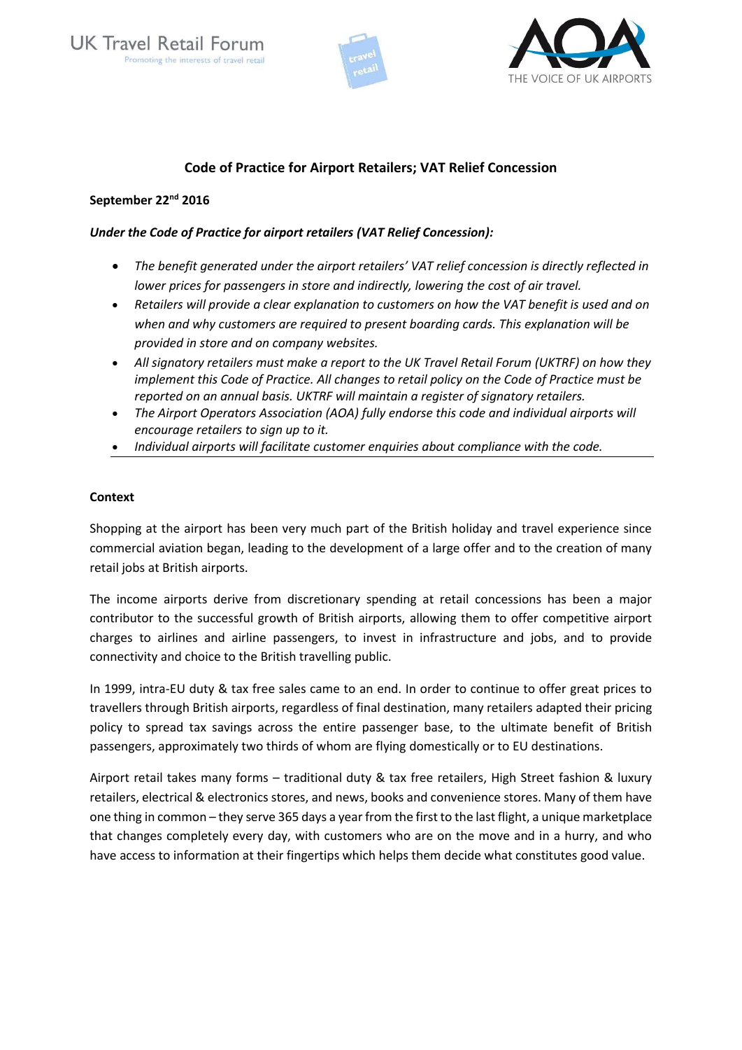UK Travel Retail Forum
Promoting the interests of travel retail

THE VOICE OF UK AIRPORTS

## Code of Practice for Airport Retailers; VAT Relief Concession

**September 22nd 2016**

***Under the Code of Practice for airport retailers (VAT Relief Concession):***

- *The benefit generated under the airport retailers' VAT relief concession is directly reflected in lower prices for passengers in store and indirectly, lowering the cost of air travel.*
- *Retailers will provide a clear explanation to customers on how the VAT benefit is used and on when and why customers are required to present boarding cards. This explanation will be provided in store and on company websites.*
- *All signatory retailers must make a report to the UK Travel Retail Forum (UKTRF) on how they implement this Code of Practice. All changes to retail policy on the Code of Practice must be reported on an annual basis. UKTRF will maintain a register of signatory retailers.*
- *The Airport Operators Association (AOA) fully endorse this code and individual airports will encourage retailers to sign up to it.*
- *Individual airports will facilitate customer enquiries about compliance with the code.*

---

### Context

Shopping at the airport has been very much part of the British holiday and travel experience since commercial aviation began, leading to the development of a large offer and to the creation of many retail jobs at British airports.

The income airports derive from discretionary spending at retail concessions has been a major contributor to the successful growth of British airports, allowing them to offer competitive airport charges to airlines and airline passengers, to invest in infrastructure and jobs, and to provide connectivity and choice to the British travelling public.

In 1999, intra-EU duty & tax free sales came to an end. In order to continue to offer great prices to travellers through British airports, regardless of final destination, many retailers adapted their pricing policy to spread tax savings across the entire passenger base, to the ultimate benefit of British passengers, approximately two thirds of whom are flying domestically or to EU destinations.

Airport retail takes many forms – traditional duty & tax free retailers, High Street fashion & luxury retailers, electrical & electronics stores, and news, books and convenience stores. Many of them have one thing in common – they serve 365 days a year from the first to the last flight, a unique marketplace that changes completely every day, with customers who are on the move and in a hurry, and who have access to information at their fingertips which helps them decide what constitutes good value.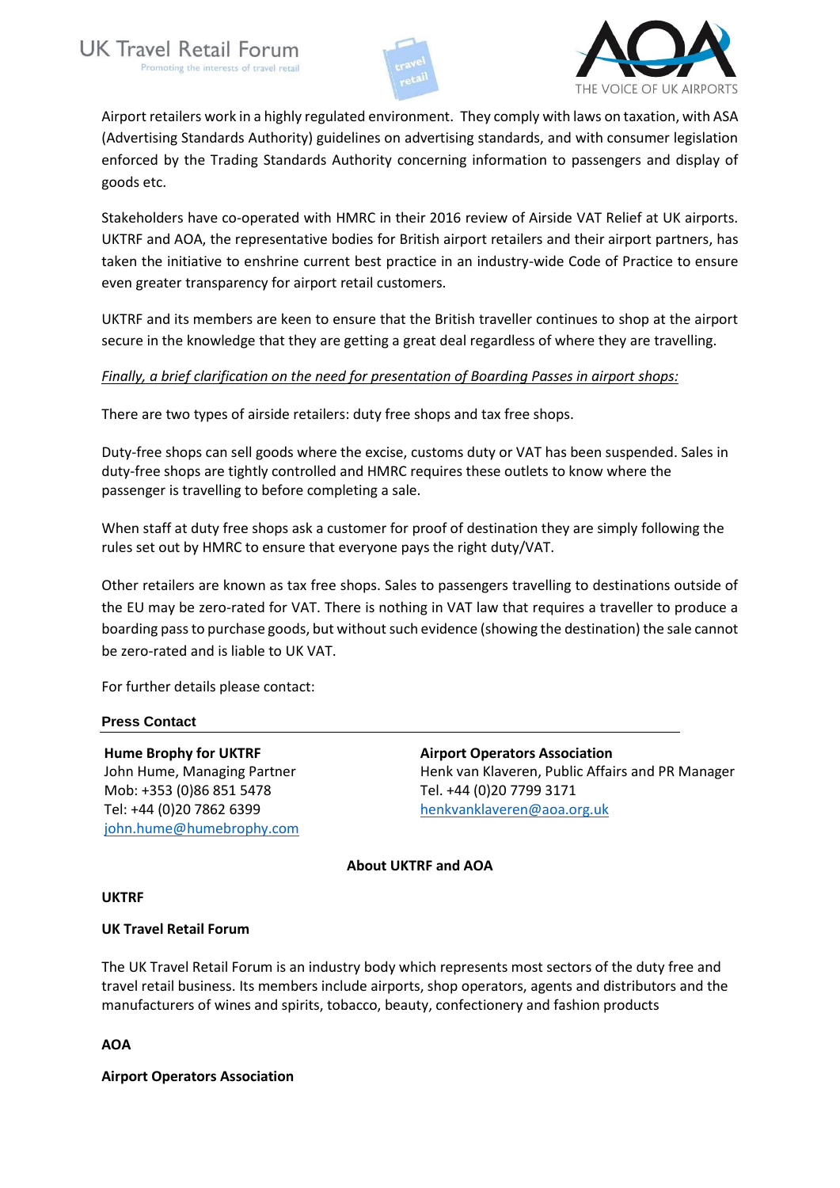Airport retailers work in a highly regulated environment. They comply with laws on taxation, with ASA (Advertising Standards Authority) guidelines on advertising standards, and with consumer legislation enforced by the Trading Standards Authority concerning information to passengers and display of goods etc.

Stakeholders have co-operated with HMRC in their 2016 review of Airside VAT Relief at UK airports. UKTRF and AOA, the representative bodies for British airport retailers and their airport partners, has taken the initiative to enshrine current best practice in an industry-wide Code of Practice to ensure even greater transparency for airport retail customers.

UKTRF and its members are keen to ensure that the British traveller continues to shop at the airport secure in the knowledge that they are getting a great deal regardless of where they are travelling.

*Finally, a brief clarification on the need for presentation of Boarding Passes in airport shops:*

There are two types of airside retailers: duty free shops and tax free shops.

Duty-free shops can sell goods where the excise, customs duty or VAT has been suspended. Sales in duty-free shops are tightly controlled and HMRC requires these outlets to know where the passenger is travelling to before completing a sale.

When staff at duty free shops ask a customer for proof of destination they are simply following the rules set out by HMRC to ensure that everyone pays the right duty/VAT.

Other retailers are known as tax free shops. Sales to passengers travelling to destinations outside of the EU may be zero-rated for VAT. There is nothing in VAT law that requires a traveller to produce a boarding pass to purchase goods, but without such evidence (showing the destination) the sale cannot be zero-rated and is liable to UK VAT.

For further details please contact:

**Press Contact**

**Hume Brophy for UKTRF**
John Hume, Managing Partner
Mob: +353 (0)86 851 5478
Tel: +44 (0)20 7862 6399
john.hume@humebrophy.com

**Airport Operators Association**
Henk van Klaveren, Public Affairs and PR Manager
Tel. +44 (0)20 7799 3171
henkvanklaveren@aoa.org.uk

**About UKTRF and AOA**

**UKTRF**

**UK Travel Retail Forum**

The UK Travel Retail Forum is an industry body which represents most sectors of the duty free and travel retail business. Its members include airports, shop operators, agents and distributors and the manufacturers of wines and spirits, tobacco, beauty, confectionery and fashion products

**AOA**

**Airport Operators Association**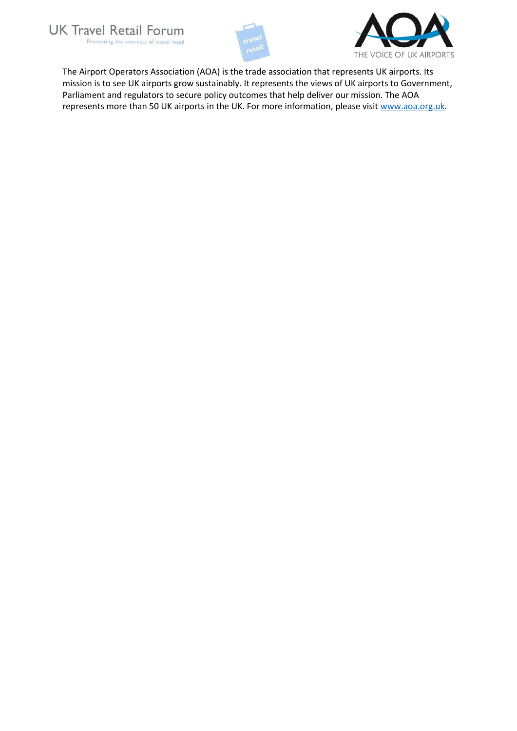The Airport Operators Association (AOA) is the trade association that represents UK airports. Its mission is to see UK airports grow sustainably. It represents the views of UK airports to Government, Parliament and regulators to secure policy outcomes that help deliver our mission. The AOA represents more than 50 UK airports in the UK. For more information, please visit [www.aoa.org.uk](http://www.aoa.org.uk).